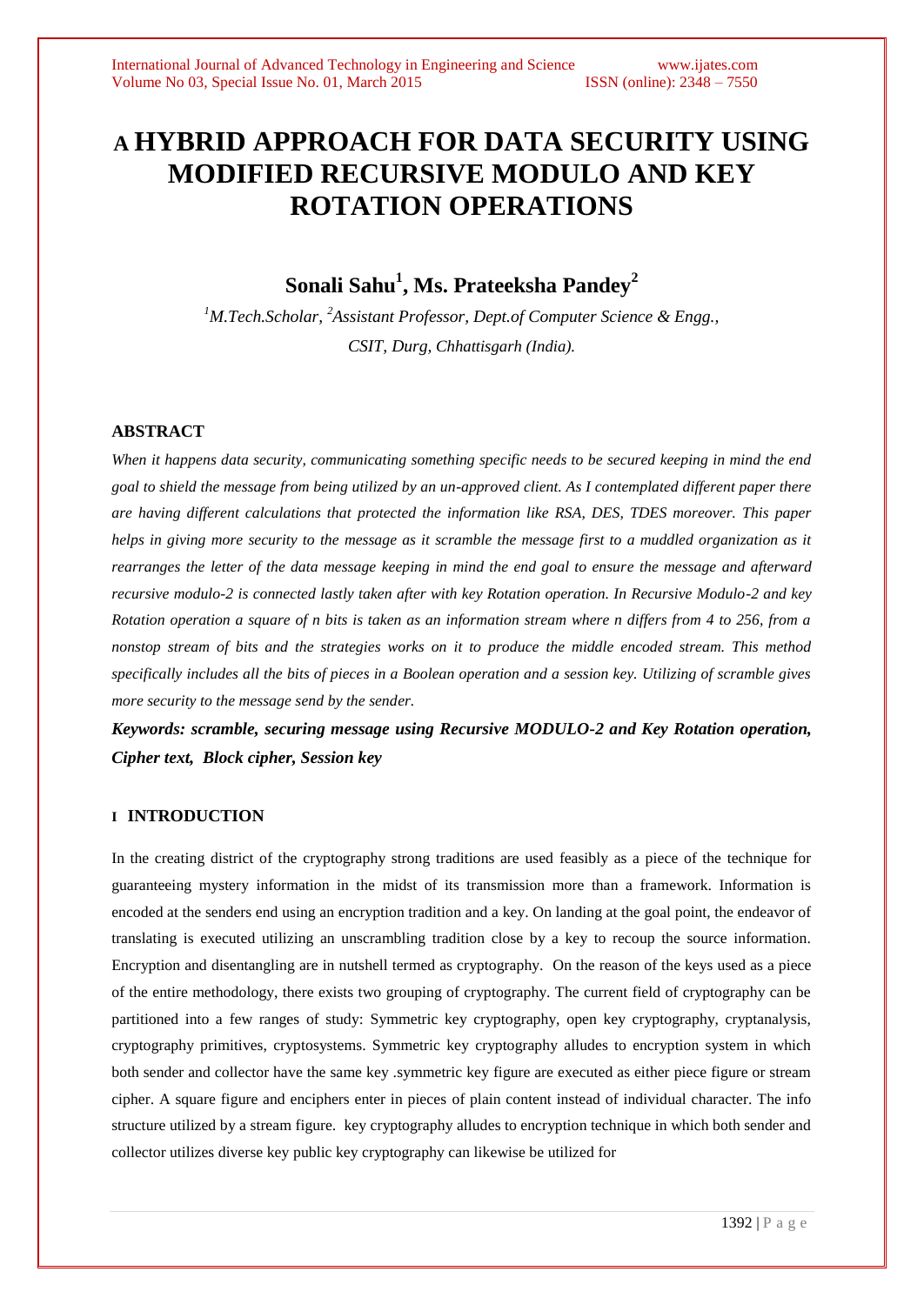# A HYBRID APPROACH FOR DATA SECURITY USING MODIFIED RECURSIVE MODULO AND KEY ROTATION OPERATIONS

## Sonali Sahu[1], Ms. Prateeksha Pandey[2]

*[1]M.Tech.Scholar, [2]Assistant Professor, Dept.of Computer Science & Engg., CSIT, Durg, Chhattisgarh (India).*

### ABSTRACT

*When it happens data security, communicating something specific needs to be secured keeping in mind the end goal to shield the message from being utilized by an un-approved client. As I contemplated different paper there are having different calculations that protected the information like RSA, DES, TDES moreover. This paper helps in giving more security to the message as it scramble the message first to a muddled organization as it rearranges the letter of the data message keeping in mind the end goal to ensure the message and afterward recursive modulo-2 is connected lastly taken after with key Rotation operation. In Recursive Modulo-2 and key Rotation operation a square of n bits is taken as an information stream where n differs from 4 to 256, from a nonstop stream of bits and the strategies works on it to produce the middle encoded stream. This method specifically includes all the bits of pieces in a Boolean operation and a session key. Utilizing of scramble gives more security to the message send by the sender.*

***Keywords: scramble, securing message using Recursive MODULO-2 and Key Rotation operation, Cipher text, Block cipher, Session key***

### I INTRODUCTION

In the creating district of the cryptography strong traditions are used feasibly as a piece of the technique for guaranteeing mystery information in the midst of its transmission more than a framework. Information is encoded at the senders end using an encryption tradition and a key. On landing at the goal point, the endeavor of translating is executed utilizing an unscrambling tradition close by a key to recoup the source information. Encryption and disentangling are in nutshell termed as cryptography. On the reason of the keys used as a piece of the entire methodology, there exists two grouping of cryptography. The current field of cryptography can be partitioned into a few ranges of study: Symmetric key cryptography, open key cryptography, cryptanalysis, cryptography primitives, cryptosystems. Symmetric key cryptography alludes to encryption system in which both sender and collector have the same key .symmetric key figure are executed as either piece figure or stream cipher. A square figure and enciphers enter in pieces of plain content instead of individual character. The info structure utilized by a stream figure. key cryptography alludes to encryption technique in which both sender and collector utilizes diverse key public key cryptography can likewise be utilized for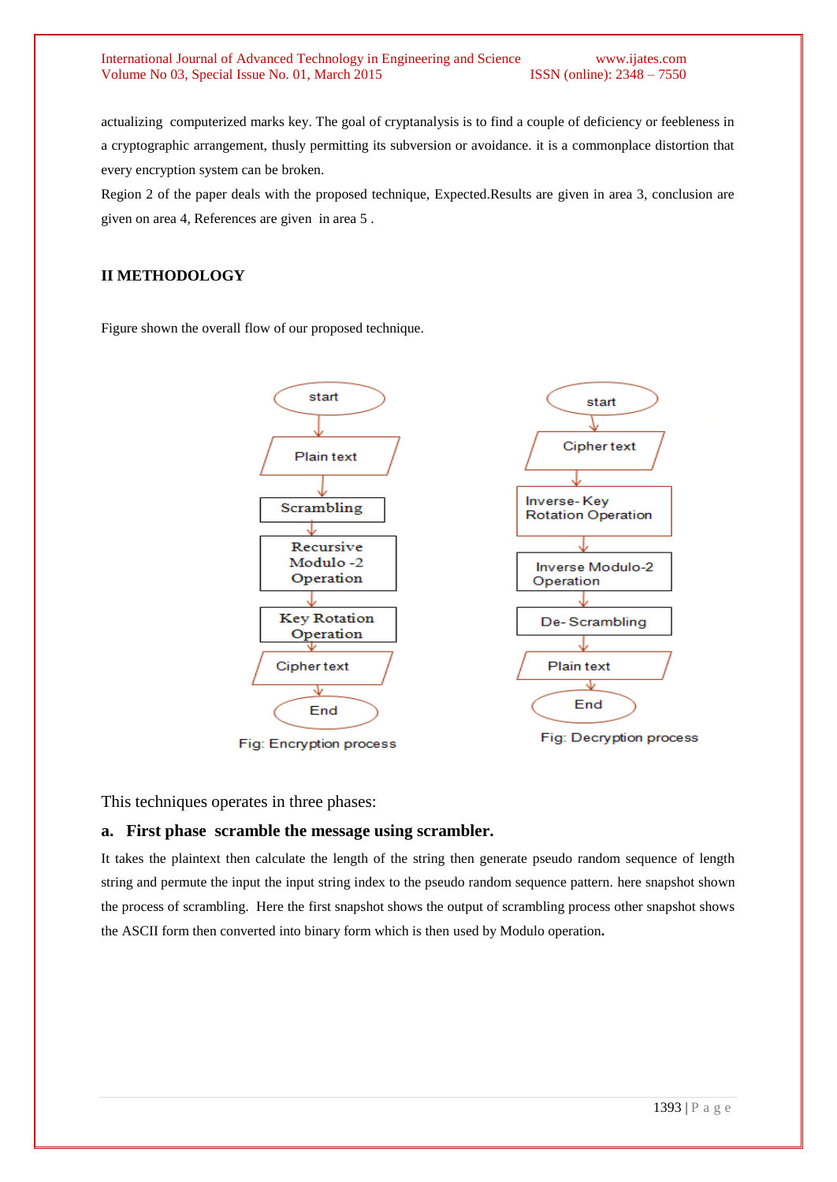actualizing computerized marks key. The goal of cryptanalysis is to find a couple of deficiency or feebleness in a cryptographic arrangement, thusly permitting its subversion or avoidance. it is a commonplace distortion that every encryption system can be broken.

Region 2 of the paper deals with the proposed technique, Expected.Results are given in area 3, conclusion are given on area 4, References are given in area 5 .

## II METHODOLOGY

Figure shown the overall flow of our proposed technique.

start → Plain text → Scrambling → Recursive Modulo -2 Operation → Key Rotation Operation → Cipher text → End

Fig: Encryption process

start → Cipher text → Inverse- Key Rotation Operation → Inverse Modulo-2 Operation → De- Scrambling → Plain text → End

Fig: Decryption process

This techniques operates in three phases:

### a. First phase scramble the message using scrambler.

It takes the plaintext then calculate the length of the string then generate pseudo random sequence of length string and permute the input the input string index to the pseudo random sequence pattern. here snapshot shown the process of scrambling. Here the first snapshot shows the output of scrambling process other snapshot shows the ASCII form then converted into binary form which is then used by Modulo operation**.**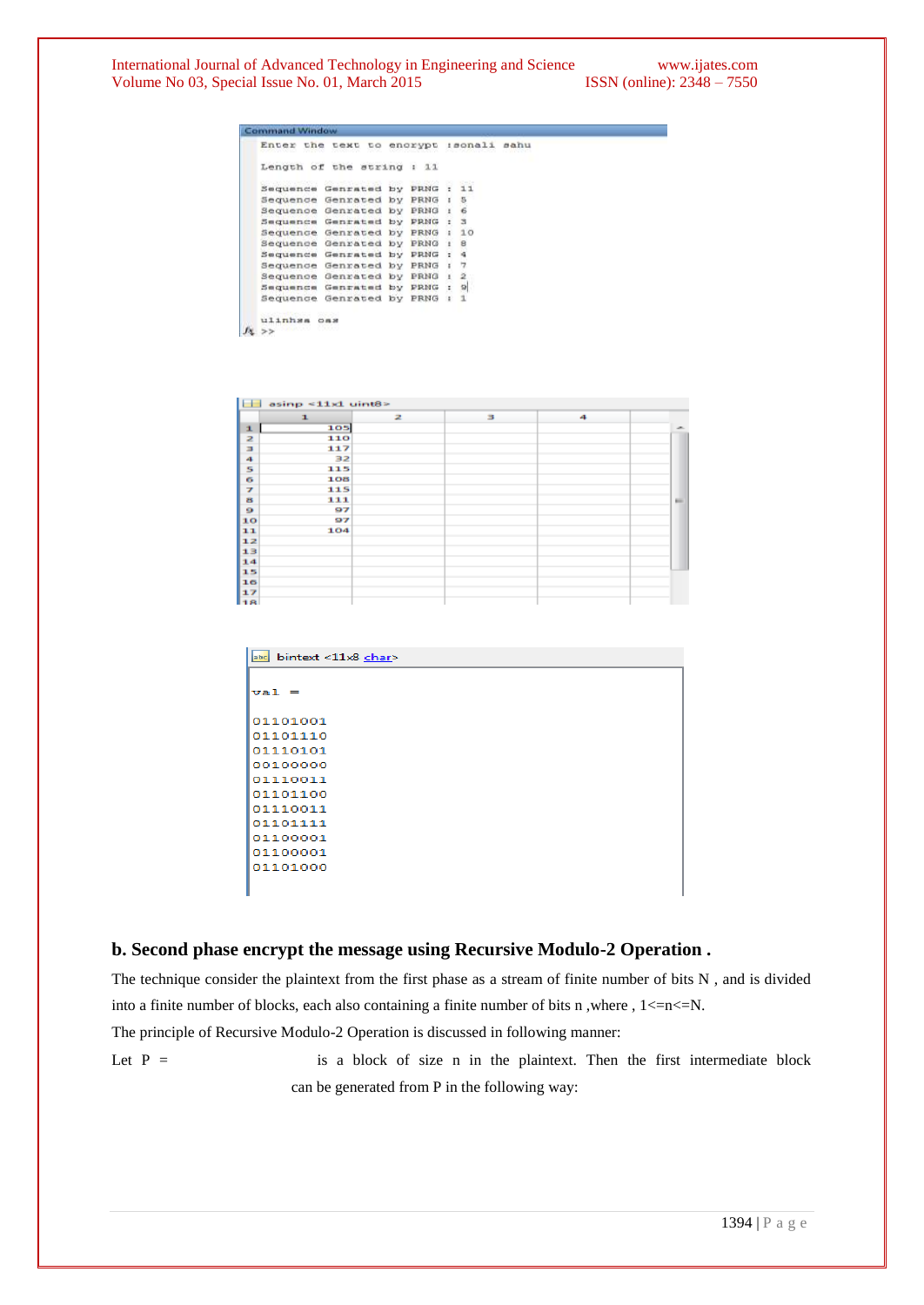```
Command Window
Enter the text to encrypt :sonali sahu

Length of the string : 11

Sequence Genrated by PRNG : 11
Sequence Genrated by PRNG : 5
Sequence Genrated by PRNG : 6
Sequence Genrated by PRNG : 3
Sequence Genrated by PRNG : 10
Sequence Genrated by PRNG : 8
Sequence Genrated by PRNG : 4
Sequence Genrated by PRNG : 7
Sequence Genrated by PRNG : 2
Sequence Genrated by PRNG : 9
Sequence Genrated by PRNG : 1

ulinhsa oas
fx >>
```

asinp <11x1 uint8>

| | 1 | 2 | 3 | 4 |
|---|---|---|---|---|
| 1 | 105 | | | |
| 2 | 110 | | | |
| 3 | 117 | | | |
| 4 | 32 | | | |
| 5 | 115 | | | |
| 6 | 108 | | | |
| 7 | 115 | | | |
| 8 | 111 | | | |
| 9 | 97 | | | |
| 10 | 97 | | | |
| 11 | 104 | | | |
| 12 | | | | |
| 13 | | | | |
| 14 | | | | |
| 15 | | | | |
| 16 | | | | |
| 17 | | | | |
| 18 | | | | |

```
bintext <11x8 char>

val =

01101001
01101110
01110101
00100000
01110011
01101100
01110011
01101111
01100001
01100001
01101000
```

### b. Second phase encrypt the message using Recursive Modulo-2 Operation .

The technique consider the plaintext from the first phase as a stream of finite number of bits N , and is divided into a finite number of blocks, each also containing a finite number of bits n ,where , 1<=n<=N.

The principle of Recursive Modulo-2 Operation is discussed in following manner:

Let P = is a block of size n in the plaintext. Then the first intermediate block can be generated from P in the following way: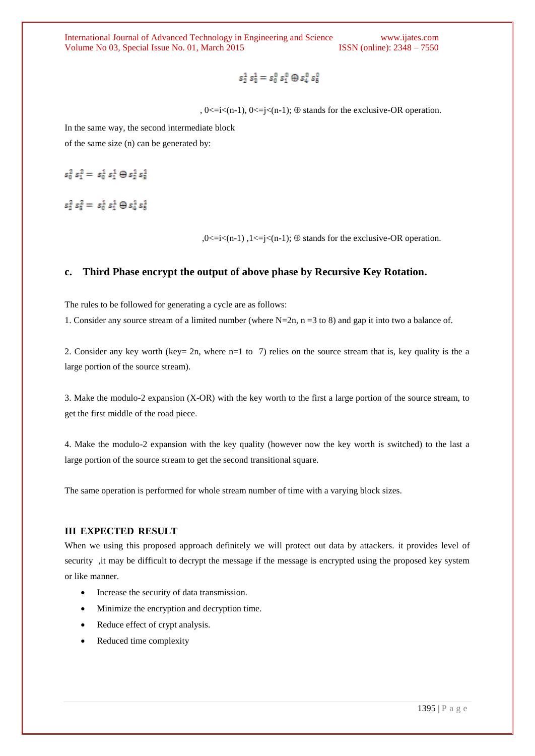$$s_2^1\, s_3^1 = s_0^0\, s_1^0 \oplus s_4^0\, s_5^0$$

, 0<=i<(n-1), 0<=j<(n-1); ⊕ stands for the exclusive-OR operation.

In the same way, the second intermediate block of the same size (n) can be generated by:

$$s_0^2\, s_1^2 = s_0^1\, s_1^1 \oplus s_2^1\, s_3^1$$

$$s_2^2\, s_3^2 = s_0^1\, s_1^1 \oplus s_4^1\, s_5^1$$

,0<=i<(n-1) ,1<=j<(n-1); ⊕ stands for the exclusive-OR operation.

### c. Third Phase encrypt the output of above phase by Recursive Key Rotation.

The rules to be followed for generating a cycle are as follows:

1. Consider any source stream of a limited number (where N=2n, n =3 to 8) and gap it into two a balance of.

2. Consider any key worth (key= 2n, where n=1 to 7) relies on the source stream that is, key quality is the a large portion of the source stream).

3. Make the modulo-2 expansion (X-OR) with the key worth to the first a large portion of the source stream, to get the first middle of the road piece.

4. Make the modulo-2 expansion with the key quality (however now the key worth is switched) to the last a large portion of the source stream to get the second transitional square.

The same operation is performed for whole stream number of time with a varying block sizes.

## III EXPECTED RESULT

When we using this proposed approach definitely we will protect out data by attackers. it provides level of security ,it may be difficult to decrypt the message if the message is encrypted using the proposed key system or like manner.

- Increase the security of data transmission.
- Minimize the encryption and decryption time.
- Reduce effect of crypt analysis.
- Reduced time complexity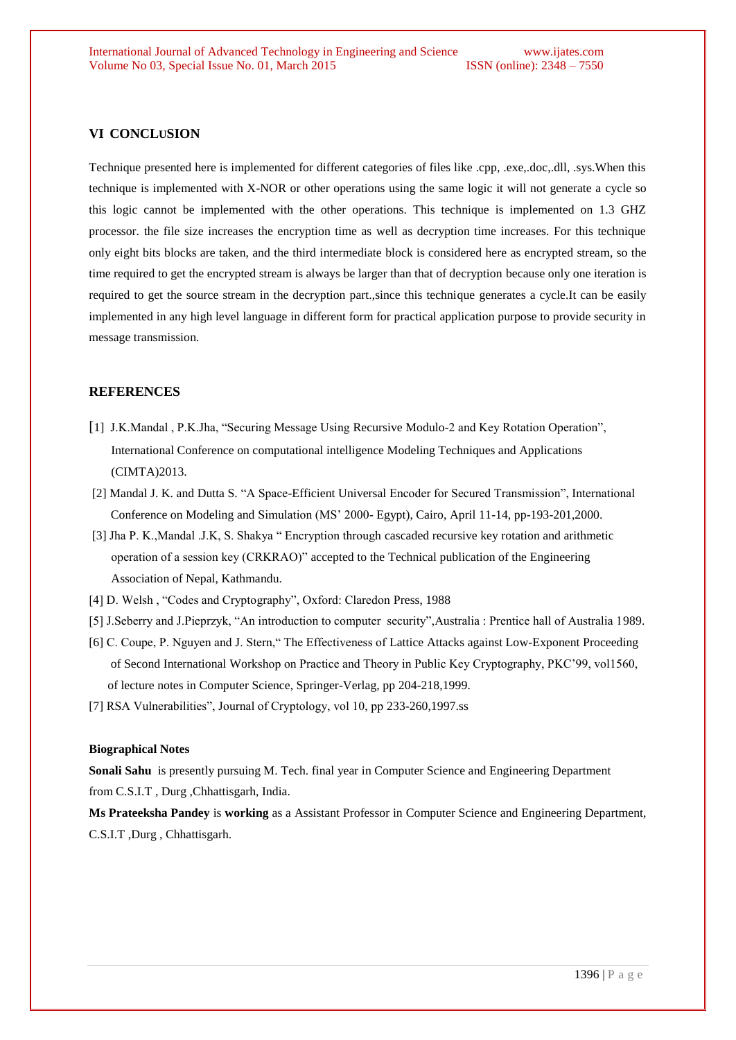## VI CONCLUSION

Technique presented here is implemented for different categories of files like .cpp, .exe,.doc,.dll, .sys.When this technique is implemented with X-NOR or other operations using the same logic it will not generate a cycle so this logic cannot be implemented with the other operations. This technique is implemented on 1.3 GHZ processor. the file size increases the encryption time as well as decryption time increases. For this technique only eight bits blocks are taken, and the third intermediate block is considered here as encrypted stream, so the time required to get the encrypted stream is always be larger than that of decryption because only one iteration is required to get the source stream in the decryption part.,since this technique generates a cycle.It can be easily implemented in any high level language in different form for practical application purpose to provide security in message transmission.

## REFERENCES

[1] J.K.Mandal , P.K.Jha, "Securing Message Using Recursive Modulo-2 and Key Rotation Operation", International Conference on computational intelligence Modeling Techniques and Applications (CIMTA)2013.

[2] Mandal J. K. and Dutta S. "A Space-Efficient Universal Encoder for Secured Transmission", International Conference on Modeling and Simulation (MS' 2000- Egypt), Cairo, April 11-14, pp-193-201,2000.

[3] Jha P. K.,Mandal .J.K, S. Shakya " Encryption through cascaded recursive key rotation and arithmetic operation of a session key (CRKRAO)" accepted to the Technical publication of the Engineering Association of Nepal, Kathmandu.

[4] D. Welsh , "Codes and Cryptography", Oxford: Claredon Press, 1988

[5] J.Seberry and J.Pieprzyk, "An introduction to computer security",Australia : Prentice hall of Australia 1989.

[6] C. Coupe, P. Nguyen and J. Stern," The Effectiveness of Lattice Attacks against Low-Exponent Proceeding of Second International Workshop on Practice and Theory in Public Key Cryptography, PKC'99, vol1560, of lecture notes in Computer Science, Springer-Verlag, pp 204-218,1999.

[7] RSA Vulnerabilities", Journal of Cryptology, vol 10, pp 233-260,1997.ss

### Biographical Notes

**Sonali Sahu** is presently pursuing M. Tech. final year in Computer Science and Engineering Department from C.S.I.T , Durg ,Chhattisgarh, India.

**Ms Prateeksha Pandey** is **working** as a Assistant Professor in Computer Science and Engineering Department, C.S.I.T ,Durg , Chhattisgarh.